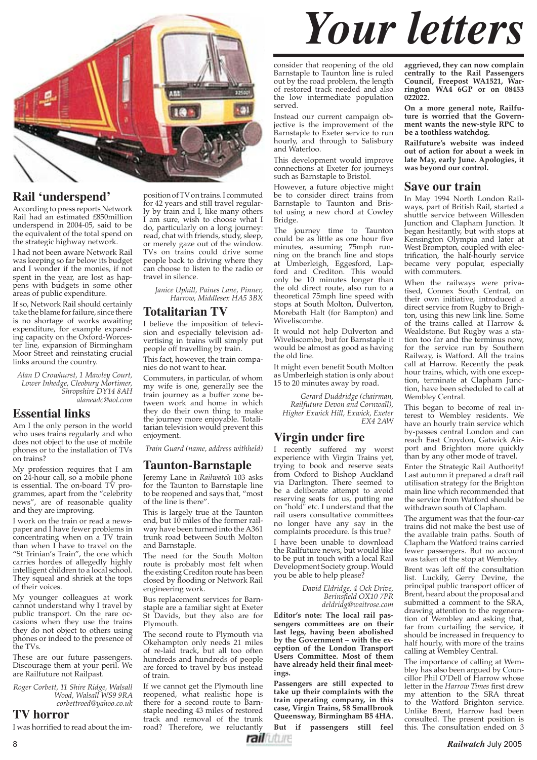# Your letters

## Rail 'underspend'

According to press reports Network Rail had an estimated £850million underspend in 2004-05, said to be the equivalent of the total spend on the strategic highway network.

I had not been aware Network Rail was keeping so far below its budget and I wonder if the monies, if not spent in the year, are lost as happens with budgets in some other areas of public expenditure.

If so, Network Rail should certainly take the blame for failure, since there is no shortage of works awaiting expenditure, for example expanding capacity on the Oxford-Worcester line, expansion of Birmingham Moor Street and reinstating crucial links around the country.

*Alan D Crowhurst, 1 Mawley Court, Lower Inhedge, Cleobury Mortimer, Shropshire DY14 8AH alaneadc@aol.com*

## Essential links

Am I the only person in the world who uses trains regularly and who does not object to the use of mobile phones or to the installation of TVs on trains?

My profession requires that I am on 24-hour call, so a mobile phone is essential. The on-board TV programmes, apart from the "celebrity news", are of reasonable quality and they are improving.

I work on the train or read a newspaper and I have fewer problems in concentrating when on a TV train than when I have to travel on the "St Trinian's Train", the one which carries hordes of allegedly highly intelligent children to a local school. They squeal and shriek at the tops of their voices.

My younger colleagues at work cannot understand why I travel by public transport. On the rare occasions when they use the trains they do not object to others using phones or indeed to the presence of the TVs.

These are our future passengers. Discourage them at your peril. We are Railfuture not Railpast.

*Roger Corbett, 11 Shire Ridge, Walsall Wood, Walsall WS9 9RA corbettroed@yahoo.co.uk*

## TV horror

I was horrified to read about the imposition of TV on trains. I commuted for 42 years and still travel regularly by train and I, like many others I am sure, wish to choose what I do, particularly on a long journey: read, chat with friends, study, sleep, or merely gaze out of the window. TVs on trains could drive some people back to driving where they can choose to listen to the radio or travel in silence.

*Janice Uphill, Paines Lane, Pinner, Harrow, Middlesex HA5 3BX*

## Totalitarian TV

I believe the imposition of television and especially television advertising in trains will simply put people off travelling by train.

This fact, however, the train companies do not want to hear.

Commuters, in particular, of whom my wife is one, generally see the train journey as a buffer zone between work and home in which they do their own thing to make the journey more enjoyable. Totalitarian television would prevent this enjoyment.

*Train Guard (name, address withheld)*

## Taunton-Barnstaple

Jeremy Lane in *Railwatch* 103 asks for the Taunton to Barnstaple line to be reopened and says that, "most of the line is there".

This is largely true at the Taunton end, but 10 miles of the former railway have been turned into the A361 trunk road between South Molton and Barnstaple.

The need for the South Molton route is probably most felt when the existing Crediton route has been closed by flooding or Network Rail engineering work.

Bus replacement services for Barnstaple are a familiar sight at Exeter St Davids, but they also are for Plymouth.

The second route to Plymouth via Okehampton only needs 21 miles of re-laid track, but all too often hundreds and hundreds of people are forced to travel by bus instead of train.

If we cannot get the Plymouth line reopened, what realistic hope is there for a second route to Barnstaple needing 43 miles of restored track and removal of the trunk road? Therefore, we reluctantly consider that reopening of the old Barnstaple to Taunton line is ruled out by the road problem, the length of restored track needed and also the low intermediate population served.

Instead our current campaign objective is the improvement of the Barnstaple to Exeter service to run hourly, and through to Salisbury and Waterloo.

This development would improve connections at Exeter for journeys such as Barnstaple to Bristol.

However, a future objective might be to consider direct trains from Barnstaple to Taunton and Bristol using a new chord at Cowley Bridge.

The journey time to Taunton could be as little as one hour five minutes, assuming 75mph running on the branch line and stops at Umberleigh, Eggesford, Lapford and Crediton. This would only be 10 minutes longer than the old direct route, also run to a theoretical 75mph line speed with stops at South Molton, Dulverton, Morebath Halt (for Bampton) and Wiveliscombe.

It would not help Dulverton and Wiveliscombe, but for Barnstaple it would be almost as good as having the old line.

It might even benefit South Molton as Umberleigh station is only about 15 to 20 minutes away by road.

*Gerard Duddridge (chairman, Railfuture Devon and Cornwall), Higher Exwick Hill, Exwick, Exeter EX4 2AW*

## Virgin under fire

I recently suffered my worst experience with Virgin Trains yet, trying to book and reserve seats from Oxford to Bishop Auckland via Darlington. There seemed to be a deliberate attempt to avoid reserving seats for us, putting me on "hold" etc. I understand that the rail users consultative committees no longer have any say in the complaints procedure. Is this true?

I have been unable to download the Railfuture news, but would like to be put in touch with a local Rail Development Society group. Would you be able to help please?

*David Eldridge, 4 Ock Drive, Berinsfield OX10 7PR deldridg@waitrose.com*

**Editor's note: The local rail passengers committees are on their last legs, having been abolished by the Government – with the exception of the London Transport Users Committee. Most of them have already held their final meetings.**

**Passengers are still expected to take up their complaints with the train operating company, in this case, Virgin Trains, 58 Smallbrook Queensway, Birmingham B5 4HA.**

**But if passengers still feel aggrieved, they can now complain centrally to the Rail Passengers Council, Freepost WA1521, Warrington WA4 6GP or on 08453 022022.**

**On a more general note, Railfuture is worried that the Government wants the new-style RPC to be a toothless watchdog.**

**Railfuture's website was indeed out of action for about a week in late May, early June. Apologies, it was beyond our control.**

## Save our train

In May 1994 North London Railways, part of British Rail, started a shuttle service between Willesden Junction and Clapham Junction. It began hesitantly, but with stops at Kensington Olympia and later at West Brompton, coupled with electrification, the half-hourly service became very popular, especially with commuters.

When the railways were privatised, Connex South Central, on their own initiative, introduced a direct service from Rugby to Brighton, using this new link line. Some of the trains called at Harrow & Wealdstone. But Rugby was a station too far and the terminus now, for the service run by Southern Railway, is Watford. All the trains call at Harrow. Recently the peak hour trains, which, with one exception, terminate at Clapham Junction, have been scheduled to call at Wembley Central.

This began to become of real interest to Wembley residents. We have an hourly train service which by-passes central London and can reach East Croydon, Gatwick Airport and Brighton more quickly than by any other mode of travel.

Enter the Strategic Rail Authority! Last autumn it prepared a draft rail utilisation strategy for the Brighton main line which recommended that the service from Watford should be withdrawn south of Clapham.

The argument was that the four-car trains did not make the best use of the available train paths. South of Clapham the Watford trains carried fewer passengers. But no account was taken of the stop at Wembley.

Brent was left off the consultation list. Luckily, Gerry Devine, the principal public transport officer of Brent, heard about the proposal and submitted a comment to the SRA, drawing attention to the regeneration of Wembley and asking that, far from curtailing the service, it should be increased in frequency to half hourly, with more of the trains calling at Wembley Central.

The importance of calling at Wembley has also been argued by Councillor Phil O'Dell of Harrow whose letter in the *Harrow Times* first drew my attention to the SRA threat to the Watford Brighton service. Unlike Brent, Harrow had been consulted. The present position is this. The consultation ended on 3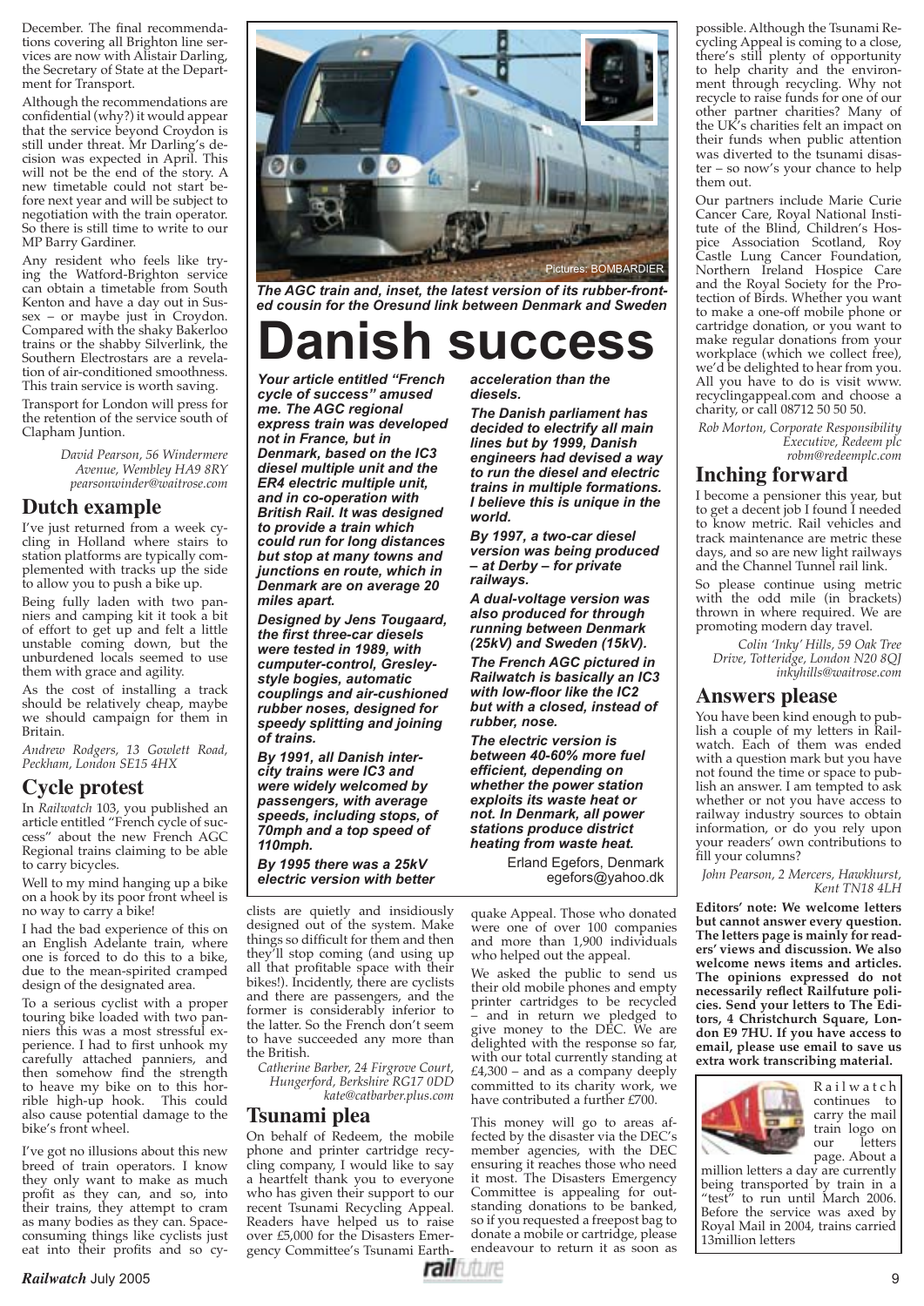December. The final recommendations covering all Brighton line services are now with Alistair Darling, the Secretary of State at the Department for Transport.

Although the recommendations are confidential (why?) it would appear that the service beyond Croydon is still under threat. Mr Darling's decision was expected in April. This will not be the end of the story. A new timetable could not start before next year and will be subject to negotiation with the train operator. So there is still time to write to our MP Barry Gardiner.

Any resident who feels like trying the Watford-Brighton service can obtain a timetable from South Kenton and have a day out in Sussex – or maybe just in Croydon. Compared with the shaky Bakerloo trains or the shabby Silverlink, the Southern Electrostars are a revelation of air-conditioned smoothness. This train service is worth saving.

Transport for London will press for the retention of the service south of Clapham Juntion.

*David Pearson, 56 Windermere Avenue, Wembley HA9 8RY pearsonwinder@waitrose.com*

## Dutch example

I've just returned from a week cycling in Holland where stairs to station platforms are typically complemented with tracks up the side to allow you to push a bike up.

Being fully laden with two panniers and camping kit it took a bit of effort to get up and felt a little unstable coming down, but the unburdened locals seemed to use them with grace and agility.

As the cost of installing a track should be relatively cheap, maybe we should campaign for them in Britain.

*Andrew Rodgers, 13 Gowlett Road, Peckham, London SE15 4HX*

## Cycle protest

In *Railwatch* 103, you published an article entitled "French cycle of success" about the new French AGC Regional trains claiming to be able to carry bicycles.

Well to my mind hanging up a bike on a hook by its poor front wheel is no way to carry a bike!

I had the bad experience of this on an English Adelante train, where one is forced to do this to a bike, due to the mean-spirited cramped design of the designated area.

To a serious cyclist with a proper touring bike loaded with two panniers this was a most stressful experience. I had to first unhook my carefully attached panniers, and then somehow find the strength to heave my bike on to this horrible high-up hook. This could also cause potential damage to the bike's front wheel.

I've got no illusions about this new breed of train operators. I know they only want to make as much profit as they can, and so, into their trains, they attempt to cram as many bodies as they can. Space-consuming things like cyclists just eat into their profits and so cyclists are quietly and insidiously designed out of the system. Make things so difficult for them and then they'll stop coming (and using up all that profitable space with their bikes!). Incidently, there are cyclists and there are passengers, and the former is considerably inferior to the latter. So the French don't seem to have succeeded any more than the British.

*Catherine Barber, 24 Firgrove Court, Hungerford, Berkshire RG17 0DD kate@catbarber.plus.com*

Pictures: BOMBARDIER

*The AGC train and, inset, the latest version of its rubber-fronted cousin for the Oresund link between Denmark and Sweden*

# Danish success

***Your article entitled "French cycle of success" amused me. The AGC regional express train was developed not in France, but in Denmark, based on the IC3 diesel multiple unit and the ER4 electric multiple unit, and in co-operation with British Rail. It was designed to provide a train which could run for long distances but stop at many towns and junctions en route, which in Denmark are on average 20 miles apart.***

***Designed by Jens Tougaard, the first three-car diesels were tested in 1989, with cumputer-control, Gresley-style bogies, automatic couplings and air-cushioned rubber noses, designed for speedy splitting and joining of trains.***

***By 1991, all Danish intercity trains were IC3 and were widely welcomed by passengers, with average speeds, including stops, of 70mph and a top speed of 110mph.***

***By 1995 there was a 25kV electric version with better acceleration than the diesels.***

***The Danish parliament has decided to electrify all main lines but by 1999, Danish engineers had devised a way to run the diesel and electric trains in multiple formations. I believe this is unique in the world.***

***By 1997, a two-car diesel version was being produced – at Derby – for private railways.***

***A dual-voltage version was also produced for through running between Denmark (25kV) and Sweden (15kV).***

***The French AGC pictured in Railwatch is basically an IC3 with low-floor like the IC2 but with a closed, instead of rubber, nose.***

***The electric version is between 40-60% more fuel efficient, depending on whether the power station exploits its waste heat or not. In Denmark, all power stations produce district heating from waste heat.***

Erland Egefors, Denmark egefors@yahoo.dk

## Tsunami plea

On behalf of Redeem, the mobile phone and printer cartridge recycling company, I would like to say a heartfelt thank you to everyone who has given their support to our recent Tsunami Recycling Appeal. Readers have helped us to raise over £5,000 for the Disasters Emergency Committee's Tsunami Earthquake Appeal. Those who donated were one of over 100 companies and more than 1,900 individuals who helped out the appeal.

We asked the public to send us their old mobile phones and empty printer cartridges to be recycled – and in return we pledged to give money to the DEC. We are delighted with the response so far, with our total currently standing at £4,300 – and as a company deeply committed to its charity work, we have contributed a further £700.

This money will go to areas affected by the disaster via the DEC's member agencies, with the DEC ensuring it reaches those who need it most. The Disasters Emergency Committee is appealing for outstanding donations to be banked, so if you requested a freepost bag to donate a mobile or cartridge, please endeavour to return it as soon as possible. Although the Tsunami Recycling Appeal is coming to a close, there's still plenty of opportunity to help charity and the environment through recycling. Why not recycle to raise funds for one of our other partner charities? Many of the UK's charities felt an impact on their funds when public attention was diverted to the tsunami disaster – so now's your chance to help them out.

Our partners include Marie Curie Cancer Care, Royal National Institute of the Blind, Children's Hospice Association Scotland, Roy Castle Lung Cancer Foundation, Northern Ireland Hospice Care and the Royal Society for the Protection of Birds. Whether you want to make a one-off mobile phone or cartridge donation, or you want to make regular donations from your workplace (which we collect free), we'd be delighted to hear from you. All you have to do is visit www.recyclingappeal.com and choose a charity, or call 08712 50 50 50.

*Rob Morton, Corporate Responsibility Executive, Redeem plc robm@redeemplc.com*

## Inching forward

I become a pensioner this year, but to get a decent job I found I needed to know metric. Rail vehicles and track maintenance are metric these days, and so are new light railways and the Channel Tunnel rail link.

So please continue using metric with the odd mile (in brackets) thrown in where required. We are promoting modern day travel.

*Colin 'Inky' Hills, 59 Oak Tree Drive, Totteridge, London N20 8QJ inkyhills@waitrose.com*

## Answers please

You have been kind enough to publish a couple of my letters in Railwatch. Each of them was ended with a question mark but you have not found the time or space to publish an answer. I am tempted to ask whether or not you have access to railway industry sources to obtain information, or do you rely upon your readers' own contributions to fill your columns?

*John Pearson, 2 Mercers, Hawkhurst, Kent TN18 4LH*

**Editors' note: We welcome letters but cannot answer every question. The letters page is mainly for readers' views and discussion. We also welcome news items and articles. The opinions expressed do not necessarily reflect Railfuture policies. Send your letters to The Editors, 4 Christchurch Square, London E9 7HU. If you have access to email, please use email to save us extra work transcribing material.**

Railwatch continues to carry the mail train logo on our letters page. About a million letters a day are currently being transported by train in a "test" to run until March 2006. Before the service was axed by Royal Mail in 2004, trains carried 13million letters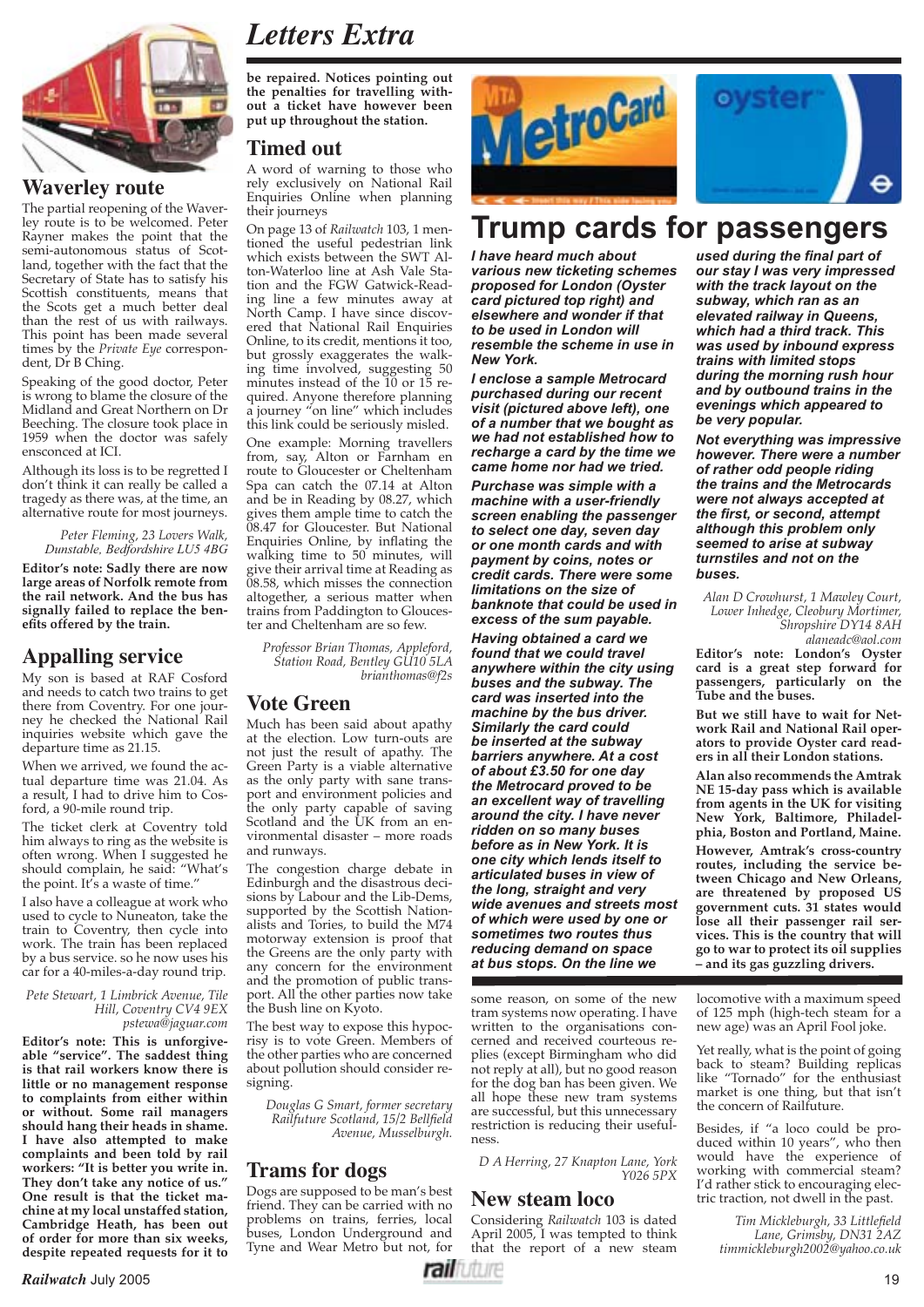# Letters Extra

## Waverley route

The partial reopening of the Waverley route is to be welcomed. Peter Rayner makes the point that the semi-autonomous status of Scotland, together with the fact that the Secretary of State has to satisfy his Scottish constituents, means that the Scots get a much better deal than the rest of us with railways. This point has been made several times by the *Private Eye* correspondent, Dr B Ching.

Speaking of the good doctor, Peter is wrong to blame the closure of the Midland and Great Northern on Dr Beeching. The closure took place in 1959 when the doctor was safely ensconced at ICI.

Although its loss is to be regretted I don't think it can really be called a tragedy as there was, at the time, an alternative route for most journeys.

*Peter Fleming, 23 Lovers Walk, Dunstable, Bedfordshire LU5 4BG*

**Editor's note: Sadly there are now large areas of Norfolk remote from the rail network. And the bus has signally failed to replace the benefits offered by the train.**

## Appalling service

My son is based at RAF Cosford and needs to catch two trains to get there from Coventry. For one journey he checked the National Rail inquiries website which gave the departure time as 21.15.

When we arrived, we found the actual departure time was 21.04. As a result, I had to drive him to Cosford, a 90-mile round trip.

The ticket clerk at Coventry told him always to ring as the website is often wrong. When I suggested he should complain, he said: "What's the point. It's a waste of time."

I also have a colleague at work who used to cycle to Nuneaton, take the train to Coventry, then cycle into work. The train has been replaced by a bus service. so he now uses his car for a 40-miles-a-day round trip.

*Pete Stewart, 1 Limbrick Avenue, Tile Hill, Coventry CV4 9EX pstewa@jaguar.com*

**Editor's note: This is unforgiveable "service". The saddest thing is that rail workers know there is little or no management response to complaints from either within or without. Some rail managers should hang their heads in shame. I have also attempted to make complaints and been told by rail workers: "It is better you write in. They don't take any notice of us." One result is that the ticket machine at my local unstaffed station, Cambridge Heath, has been out of order for more than six weeks, despite repeated requests for it to be repaired. Notices pointing out the penalties for travelling without a ticket have however been put up throughout the station.**

## Timed out

A word of warning to those who rely exclusively on National Rail Enquiries Online when planning their journeys

On page 13 of *Railwatch* 103, I mentioned the useful pedestrian link which exists between the SWT Alton-Waterloo line at Ash Vale Station and the FGW Gatwick-Reading line a few minutes away at North Camp. I have since discovered that National Rail Enquiries Online, to its credit, mentions it too, but grossly exaggerates the walking time involved, suggesting 50 minutes instead of the 10 or 15 required. Anyone therefore planning a journey "on line" which includes this link could be seriously misled.

One example: Morning travellers from, say, Alton or Farnham en route to Gloucester or Cheltenham Spa can catch the 07.14 at Alton and be in Reading by 08.27, which gives them ample time to catch the 08.47 for Gloucester. But National Enquiries Online, by inflating the walking time to 50 minutes, will give their arrival time at Reading as 08.58, which misses the connection altogether, a serious matter when trains from Paddington to Gloucester and Cheltenham are so few.

*Professor Brian Thomas, Appleford, Station Road, Bentley GU10 5LA brianthomas@f2s*

## Vote Green

Much has been said about apathy at the election. Low turn-outs are not just the result of apathy. The Green Party is a viable alternative as the only party with sane transport and environment policies and the only party capable of saving Scotland and the UK from an environmental disaster – more roads and runways.

The congestion charge debate in Edinburgh and the disastrous decisions by Labour and the Lib-Dems, supported by the Scottish Nationalists and Tories, to build the M74 motorway extension is proof that the Greens are the only party with any concern for the environment and the promotion of public transport. All the other parties now take the Bush line on Kyoto.

The best way to expose this hypocrisy is to vote Green. Members of the other parties who are concerned about pollution should consider resigning.

*Douglas G Smart, former secretary Railfuture Scotland, 15/2 Bellfield Avenue, Musselburgh.*

## Trams for dogs

Dogs are supposed to be man's best friend. They can be carried with no problems on trains, ferries, local buses, London Underground and Tyne and Wear Metro but not, for some reason, on some of the new tram systems now operating. I have written to the organisations concerned and received courteous replies (except Birmingham who did not reply at all), but no good reason for the dog ban has been given. We all hope these new tram systems are successful, but this unnecessary restriction is reducing their usefulness.

*D A Herring, 27 Knapton Lane, York Y026 5PX*

# Trump cards for passengers

***I have heard much about various new ticketing schemes proposed for London (Oyster card pictured top right) and elsewhere and wonder if that to be used in London will resemble the scheme in use in New York.***

***I enclose a sample Metrocard purchased during our recent visit (pictured above left), one of a number that we bought as we had not established how to recharge a card by the time we came home nor had we tried.***

***Purchase was simple with a machine with a user-friendly screen enabling the passenger to select one day, seven day or one month cards and with payment by coins, notes or credit cards. There were some limitations on the size of banknote that could be used in excess of the sum payable.***

***Having obtained a card we found that we could travel anywhere within the city using buses and the subway. The card was inserted into the machine by the bus driver. Similarly the card could be inserted at the subway barriers anywhere. At a cost of about £3.50 for one day the Metrocard proved to be an excellent way of travelling around the city. I have never ridden on so many buses before as in New York. It is one city which lends itself to articulated buses in view of the long, straight and very wide avenues and streets most of which were used by one or sometimes two routes thus reducing demand on space at bus stops. On the line we used during the final part of our stay I was very impressed with the track layout on the subway, which ran as an elevated railway in Queens, which had a third track. This was used by inbound express trains with limited stops during the morning rush hour and by outbound trains in the evenings which appeared to be very popular.***

***Not everything was impressive however. There were a number of rather odd people riding the trains and the Metrocards were not always accepted at the first, or second, attempt although this problem only seemed to arise at subway turnstiles and not on the buses.***

*Alan D Crowhurst, 1 Mawley Court, Lower Inhedge, Cleobury Mortimer, Shropshire DY14 8AH alaneadc@aol.com*

**Editor's note: London's Oyster card is a great step forward for passengers, particularly on the Tube and the buses.**

**But we still have to wait for Network Rail and National Rail operators to provide Oyster card readers in all their London stations.**

**Alan also recommends the Amtrak NE 15-day pass which is available from agents in the UK for visiting New York, Baltimore, Philadelphia, Boston and Portland, Maine.**

**However, Amtrak's cross-country routes, including the service between Chicago and New Orleans, are threatened by proposed US government cuts. 31 states would lose all their passenger rail services. This is the country that will go to war to protect its oil supplies – and its gas guzzling drivers.**

## New steam loco

Considering *Railwatch* 103 is dated April 2005, I was tempted to think that the report of a new steam locomotive with a maximum speed of 125 mph (high-tech steam for a new age) was an April Fool joke.

Yet really, what is the point of going back to steam? Building replicas like "Tornado" for the enthusiast market is one thing, but that isn't the concern of Railfuture.

Besides, if "a loco could be produced within 10 years", who then would have the experience of working with commercial steam? I'd rather stick to encouraging electric traction, not dwell in the past.

*Tim Mickleburgh, 33 Littlefield Lane, Grimsby, DN31 2AZ timmickleburgh2002@yahoo.co.uk*